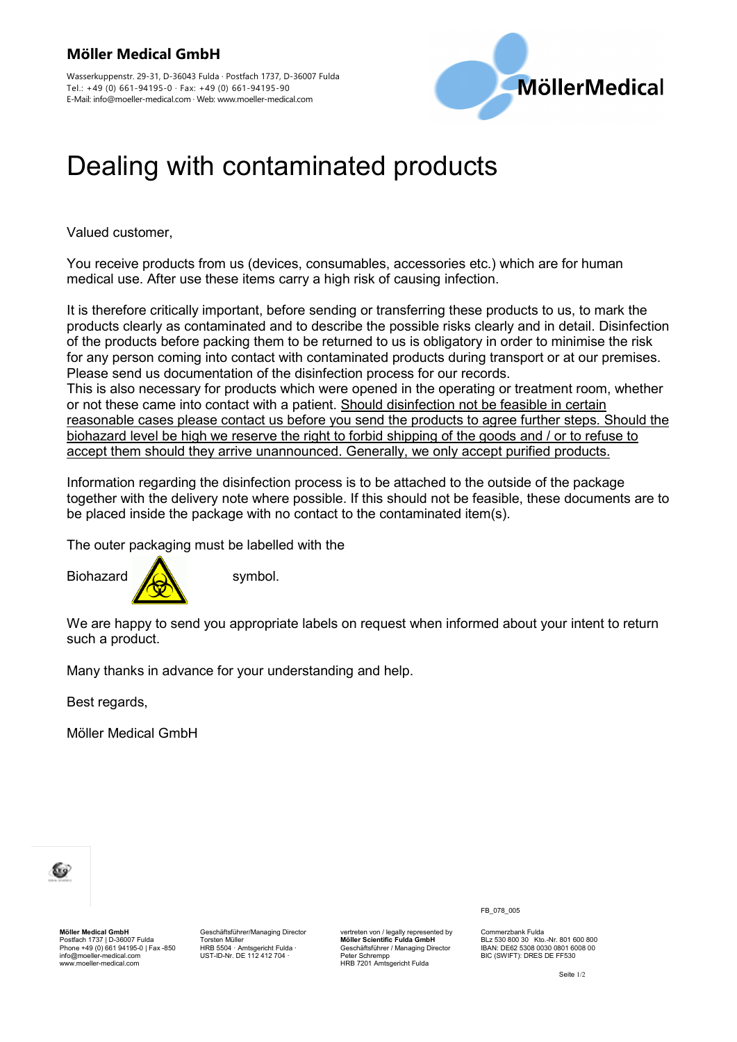**Möller Medical GmbH**

Wasserkuppenstr. 29-31, D-36043 Fulda · Postfach 1737, D-36007 Fulda
Tel.: +49 (0) 661-94195-0 · Fax: +49 (0) 661-94195-90
E-Mail: info@moeller-medical.com · Web: www.moeller-medical.com

MöllerMedical

# Dealing with contaminated products

Valued customer,

You receive products from us (devices, consumables, accessories etc.) which are for human medical use. After use these items carry a high risk of causing infection.

It is therefore critically important, before sending or transferring these products to us, to mark the products clearly as contaminated and to describe the possible risks clearly and in detail. Disinfection of the products before packing them to be returned to us is obligatory in order to minimise the risk for any person coming into contact with contaminated products during transport or at our premises. Please send us documentation of the disinfection process for our records.
This is also necessary for products which were opened in the operating or treatment room, whether or not these came into contact with a patient. <u>Should disinfection not be feasible in certain reasonable cases please contact us before you send the products to agree further steps. Should the biohazard level be high we reserve the right to forbid shipping of the goods and / or to refuse to accept them should they arrive unannounced. Generally, we only accept purified products.</u>

Information regarding the disinfection process is to be attached to the outside of the package together with the delivery note where possible. If this should not be feasible, these documents are to be placed inside the package with no contact to the contaminated item(s).

The outer packaging must be labelled with the

Biohazard symbol.

We are happy to send you appropriate labels on request when informed about your intent to return such a product.

Many thanks in advance for your understanding and help.

Best regards,

Möller Medical GmbH

FB_078_005

**Möller Medical GmbH**
Postfach 1737 | D-36007 Fulda
Phone +49 (0) 661 94195-0 | Fax -850
info@moeller-medical.com
www.moeller-medical.com

Geschäftsführer/Managing Director
Torsten Müller
HRB 5504 · Amtsgericht Fulda ·
UST-ID-Nr. DE 112 412 704 ·

vertreten von / legally represented by
**Möller Scientific Fulda GmbH**
Geschäftsführer / Managing Director
Peter Schrempp
HRB 7201 Amtsgericht Fulda

Commerzbank Fulda
BLz 530 800 30 Kto.-Nr. 801 600 800
IBAN: DE62 5308 0030 0801 6008 00
BIC (SWIFT): DRES DE FF530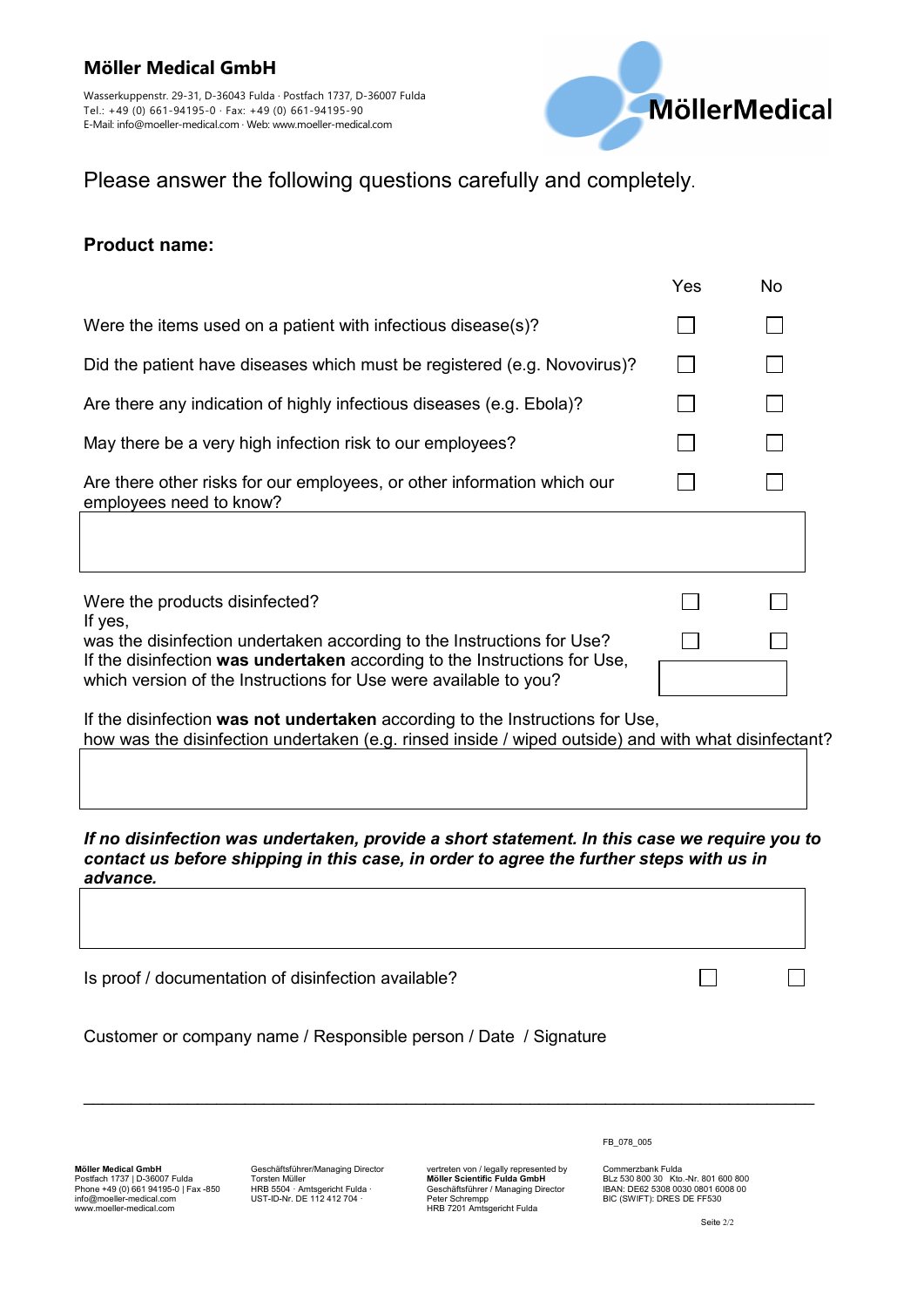**Möller Medical GmbH**

Wasserkuppenstr. 29-31, D-36043 Fulda · Postfach 1737, D-36007 Fulda
Tel.: +49 (0) 661-94195-0 · Fax: +49 (0) 661-94195-90
E-Mail: info@moeller-medical.com · Web: www.moeller-medical.com

MöllerMedical

Please answer the following questions carefully and completely.

**Product name:**

| | Yes | No |
|---|---|---|
| Were the items used on a patient with infectious disease(s)? | ☐ | ☐ |
| Did the patient have diseases which must be registered (e.g. Novovirus)? | ☐ | ☐ |
| Are there any indication of highly infectious diseases (e.g. Ebola)? | ☐ | ☐ |
| May there be a very high infection risk to our employees? | ☐ | ☐ |
| Are there other risks for our employees, or other information which our employees need to know? | ☐ | ☐ |

| Were the products disinfected? | ☐ | ☐ |
|---|---|---|
| If yes,<br>was the disinfection undertaken according to the Instructions for Use? | ☐ | ☐ |
| If the disinfection **was undertaken** according to the Instructions for Use, which version of the Instructions for Use were available to you? | | |

If the disinfection **was not undertaken** according to the Instructions for Use,
how was the disinfection undertaken (e.g. rinsed inside / wiped outside) and with what disinfectant?

***If no disinfection was undertaken, provide a short statement. In this case we require you to contact us before shipping in this case, in order to agree the further steps with us in advance.***

Is proof / documentation of disinfection available? ☐ ☐

Customer or company name / Responsible person / Date / Signature

\_\_\_\_\_\_\_\_\_\_\_\_\_\_\_\_\_\_\_\_\_\_\_\_\_\_\_\_\_\_\_\_\_\_\_\_\_\_\_\_\_\_\_\_\_\_\_\_\_\_\_\_\_\_\_\_\_\_\_\_\_\_\_\_\_\_\_\_\_\_\_\_

FB_078_005

**Möller Medical GmbH**
Postfach 1737 | D-36007 Fulda
Phone +49 (0) 661 94195-0 | Fax -850
info@moeller-medical.com
www.moeller-medical.com

Geschäftsführer/Managing Director
Torsten Müller
HRB 5504 · Amtsgericht Fulda ·
UST-ID-Nr. DE 112 412 704 ·

vertreten von / legally represented by
**Möller Scientific Fulda GmbH**
Geschäftsführer / Managing Director
Peter Schrempp
HRB 7201 Amtsgericht Fulda

Commerzbank Fulda
BLz 530 800 30 Kto.-Nr. 801 600 800
IBAN: DE62 5308 0030 0801 6008 00
BIC (SWIFT): DRES DE FF530